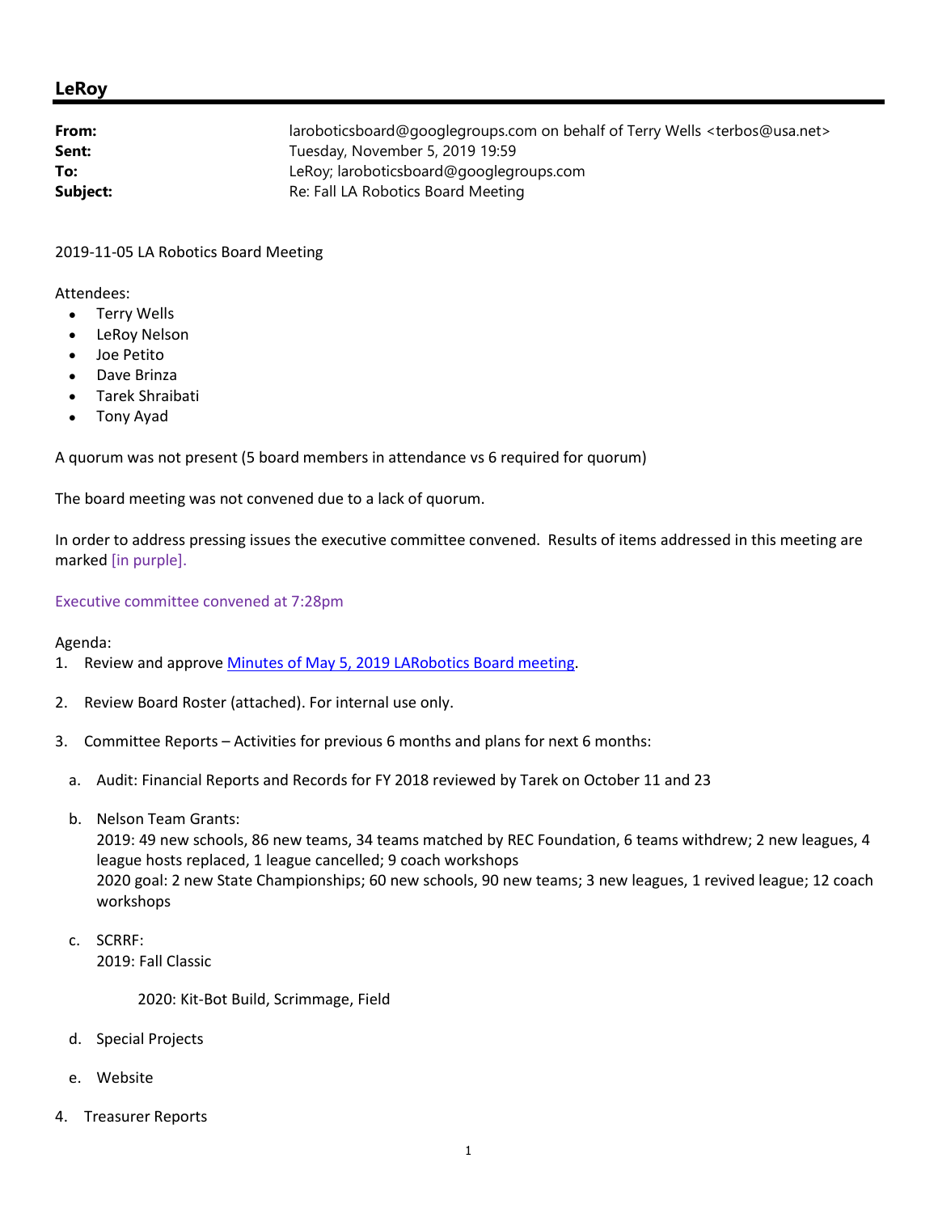## LeRoy

**From:** laroboticsboard@googlegroups.com on behalf of Terry Wells <terbos@usa.net>
**Sent:** Tuesday, November 5, 2019 19:59
**To:** LeRoy; laroboticsboard@googlegroups.com
**Subject:** Re: Fall LA Robotics Board Meeting

2019-11-05 LA Robotics Board Meeting

Attendees:

- Terry Wells
- LeRoy Nelson
- Joe Petito
- Dave Brinza
- Tarek Shraibati
- Tony Ayad

A quorum was not present (5 board members in attendance vs 6 required for quorum)

The board meeting was not convened due to a lack of quorum.

In order to address pressing issues the executive committee convened. Results of items addressed in this meeting are marked [in purple].

Executive committee convened at 7:28pm

Agenda:

1. Review and approve [Minutes of May 5, 2019 LARobotics Board meeting](#).

2. Review Board Roster (attached). For internal use only.

3. Committee Reports – Activities for previous 6 months and plans for next 6 months:

   a. Audit: Financial Reports and Records for FY 2018 reviewed by Tarek on October 11 and 23

   b. Nelson Team Grants:
      2019: 49 new schools, 86 new teams, 34 teams matched by REC Foundation, 6 teams withdrew; 2 new leagues, 4 league hosts replaced, 1 league cancelled; 9 coach workshops
      2020 goal: 2 new State Championships; 60 new schools, 90 new teams; 3 new leagues, 1 revived league; 12 coach workshops

   c. SCRRF:
      2019: Fall Classic

      2020: Kit-Bot Build, Scrimmage, Field

   d. Special Projects

   e. Website

4. Treasurer Reports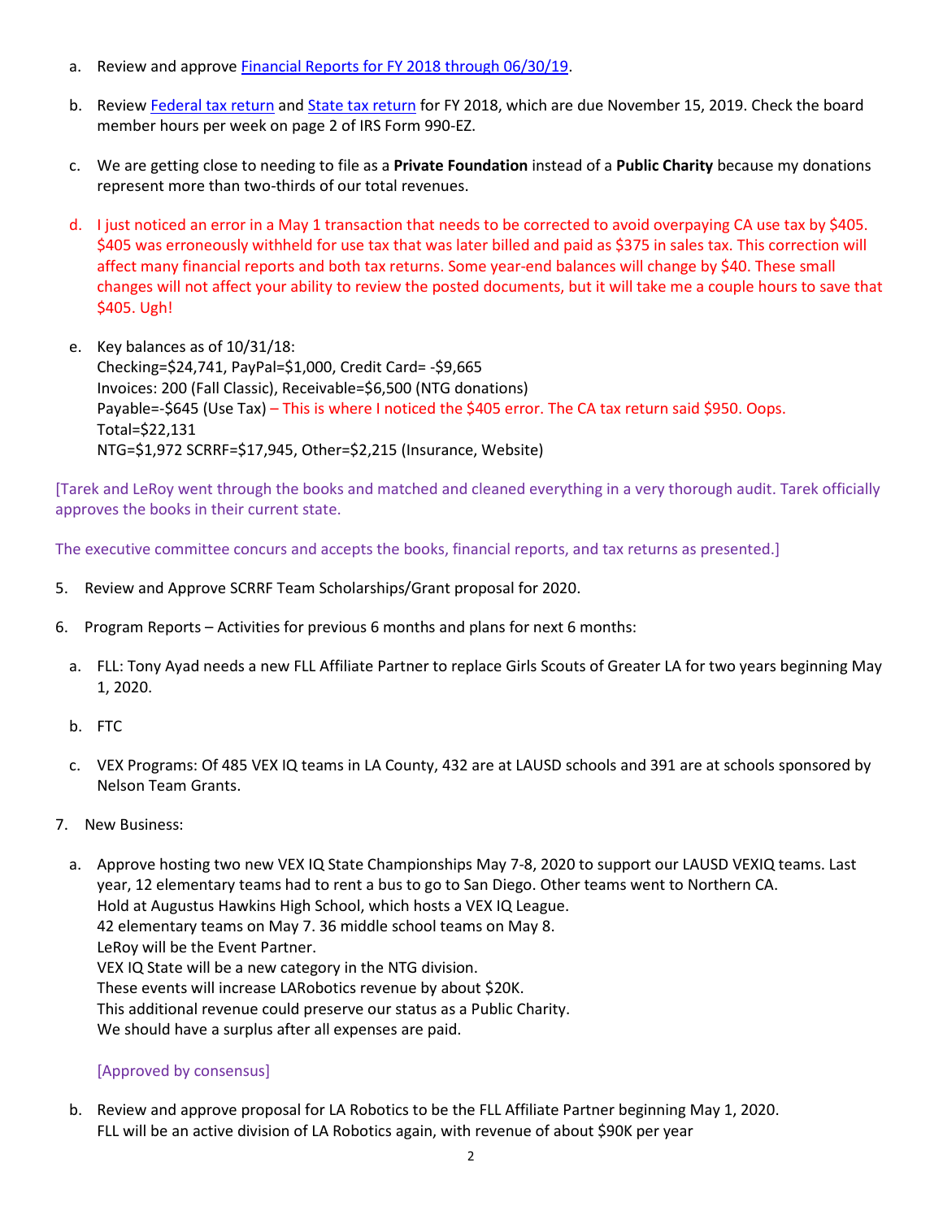a. Review and approve Financial Reports for FY 2018 through 06/30/19.

b. Review Federal tax return and State tax return for FY 2018, which are due November 15, 2019. Check the board member hours per week on page 2 of IRS Form 990-EZ.

c. We are getting close to needing to file as a **Private Foundation** instead of a **Public Charity** because my donations represent more than two-thirds of our total revenues.

d. I just noticed an error in a May 1 transaction that needs to be corrected to avoid overpaying CA use tax by $405. $405 was erroneously withheld for use tax that was later billed and paid as $375 in sales tax. This correction will affect many financial reports and both tax returns. Some year-end balances will change by $40. These small changes will not affect your ability to review the posted documents, but it will take me a couple hours to save that $405. Ugh!

e. Key balances as of 10/31/18:
Checking=$24,741, PayPal=$1,000, Credit Card= -$9,665
Invoices: 200 (Fall Classic), Receivable=$6,500 (NTG donations)
Payable=-$645 (Use Tax) – This is where I noticed the $405 error. The CA tax return said $950. Oops.
Total=$22,131
NTG=$1,972 SCRRF=$17,945, Other=$2,215 (Insurance, Website)

[Tarek and LeRoy went through the books and matched and cleaned everything in a very thorough audit. Tarek officially approves the books in their current state.

The executive committee concurs and accepts the books, financial reports, and tax returns as presented.]

5. Review and Approve SCRRF Team Scholarships/Grant proposal for 2020.

6. Program Reports – Activities for previous 6 months and plans for next 6 months:

   a. FLL: Tony Ayad needs a new FLL Affiliate Partner to replace Girls Scouts of Greater LA for two years beginning May 1, 2020.

   b. FTC

   c. VEX Programs: Of 485 VEX IQ teams in LA County, 432 are at LAUSD schools and 391 are at schools sponsored by Nelson Team Grants.

7. New Business:

   a. Approve hosting two new VEX IQ State Championships May 7-8, 2020 to support our LAUSD VEXIQ teams. Last year, 12 elementary teams had to rent a bus to go to San Diego. Other teams went to Northern CA.
   Hold at Augustus Hawkins High School, which hosts a VEX IQ League.
   42 elementary teams on May 7. 36 middle school teams on May 8.
   LeRoy will be the Event Partner.
   VEX IQ State will be a new category in the NTG division.
   These events will increase LARobotics revenue by about $20K.
   This additional revenue could preserve our status as a Public Charity.
   We should have a surplus after all expenses are paid.

   [Approved by consensus]

   b. Review and approve proposal for LA Robotics to be the FLL Affiliate Partner beginning May 1, 2020.
   FLL will be an active division of LA Robotics again, with revenue of about $90K per year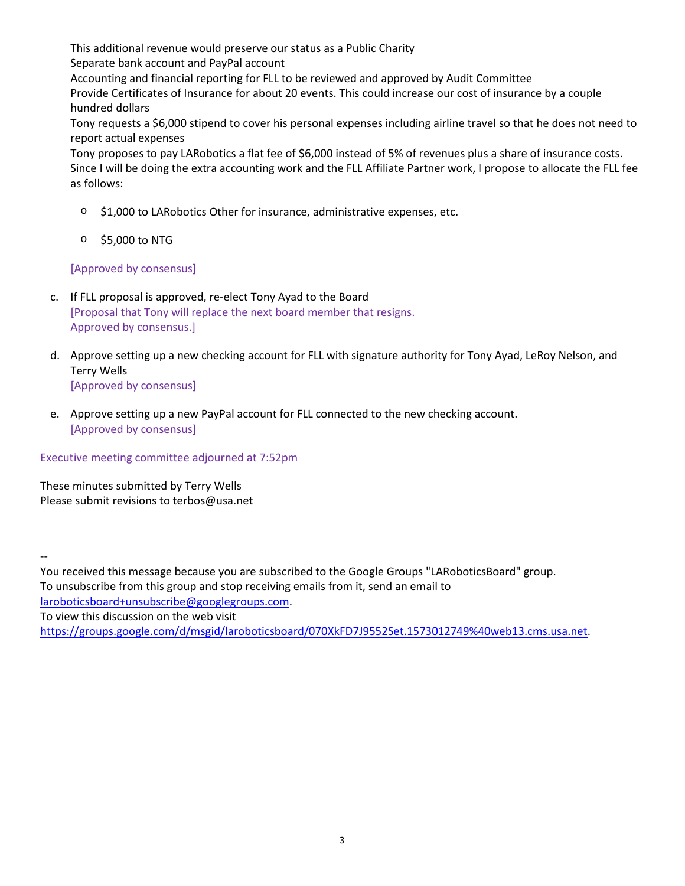This additional revenue would preserve our status as a Public Charity
Separate bank account and PayPal account
Accounting and financial reporting for FLL to be reviewed and approved by Audit Committee
Provide Certificates of Insurance for about 20 events. This could increase our cost of insurance by a couple hundred dollars
Tony requests a $6,000 stipend to cover his personal expenses including airline travel so that he does not need to report actual expenses
Tony proposes to pay LARobotics a flat fee of $6,000 instead of 5% of revenues plus a share of insurance costs.
Since I will be doing the extra accounting work and the FLL Affiliate Partner work, I propose to allocate the FLL fee as follows:

- $1,000 to LARobotics Other for insurance, administrative expenses, etc.
- $5,000 to NTG

[Approved by consensus]

c. If FLL proposal is approved, re-elect Tony Ayad to the Board
[Proposal that Tony will replace the next board member that resigns.
Approved by consensus.]

d. Approve setting up a new checking account for FLL with signature authority for Tony Ayad, LeRoy Nelson, and Terry Wells
[Approved by consensus]

e. Approve setting up a new PayPal account for FLL connected to the new checking account.
[Approved by consensus]

Executive meeting committee adjourned at 7:52pm

These minutes submitted by Terry Wells
Please submit revisions to terbos@usa.net

--
You received this message because you are subscribed to the Google Groups "LARoboticsBoard" group.
To unsubscribe from this group and stop receiving emails from it, send an email to laroboticsboard+unsubscribe@googlegroups.com.
To view this discussion on the web visit https://groups.google.com/d/msgid/laroboticsboard/070XkFD7J9552Set.1573012749%40web13.cms.usa.net.